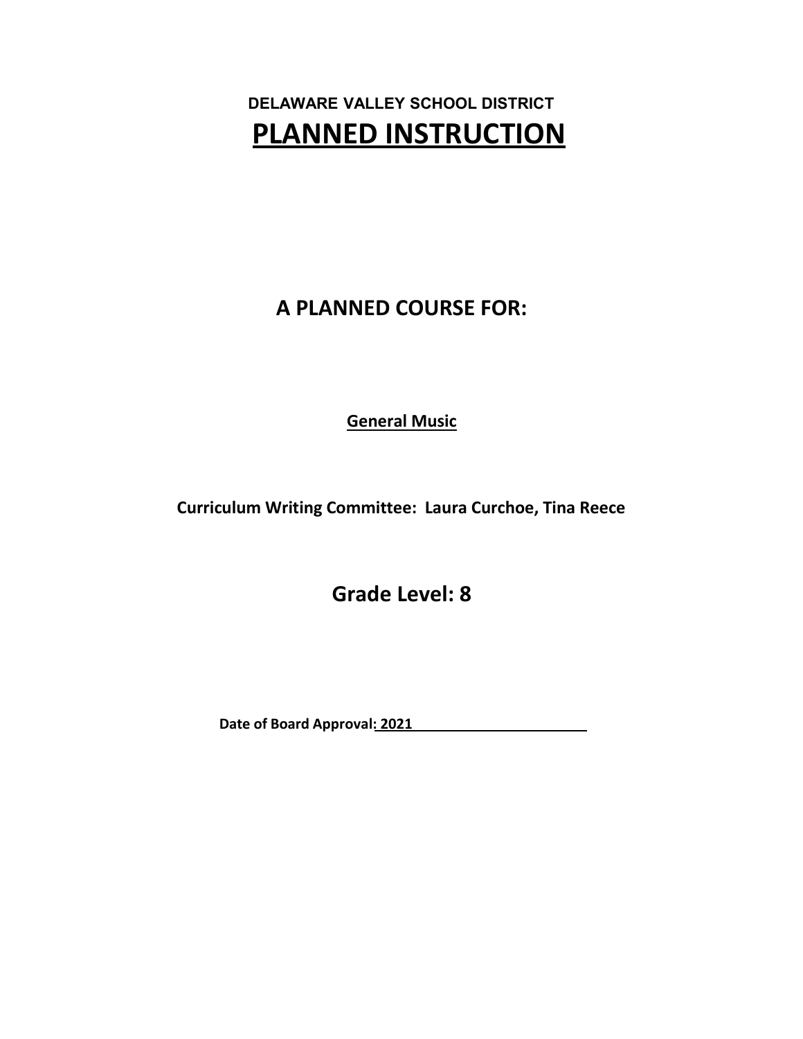**DELAWARE VALLEY SCHOOL DISTRICT**

# PLANNED INSTRUCTION

## A PLANNED COURSE FOR:

**General Music**

**Curriculum Writing Committee: Laura Curchoe, Tina Reece**

## Grade Level: 8

**Date of Board Approval: 2021**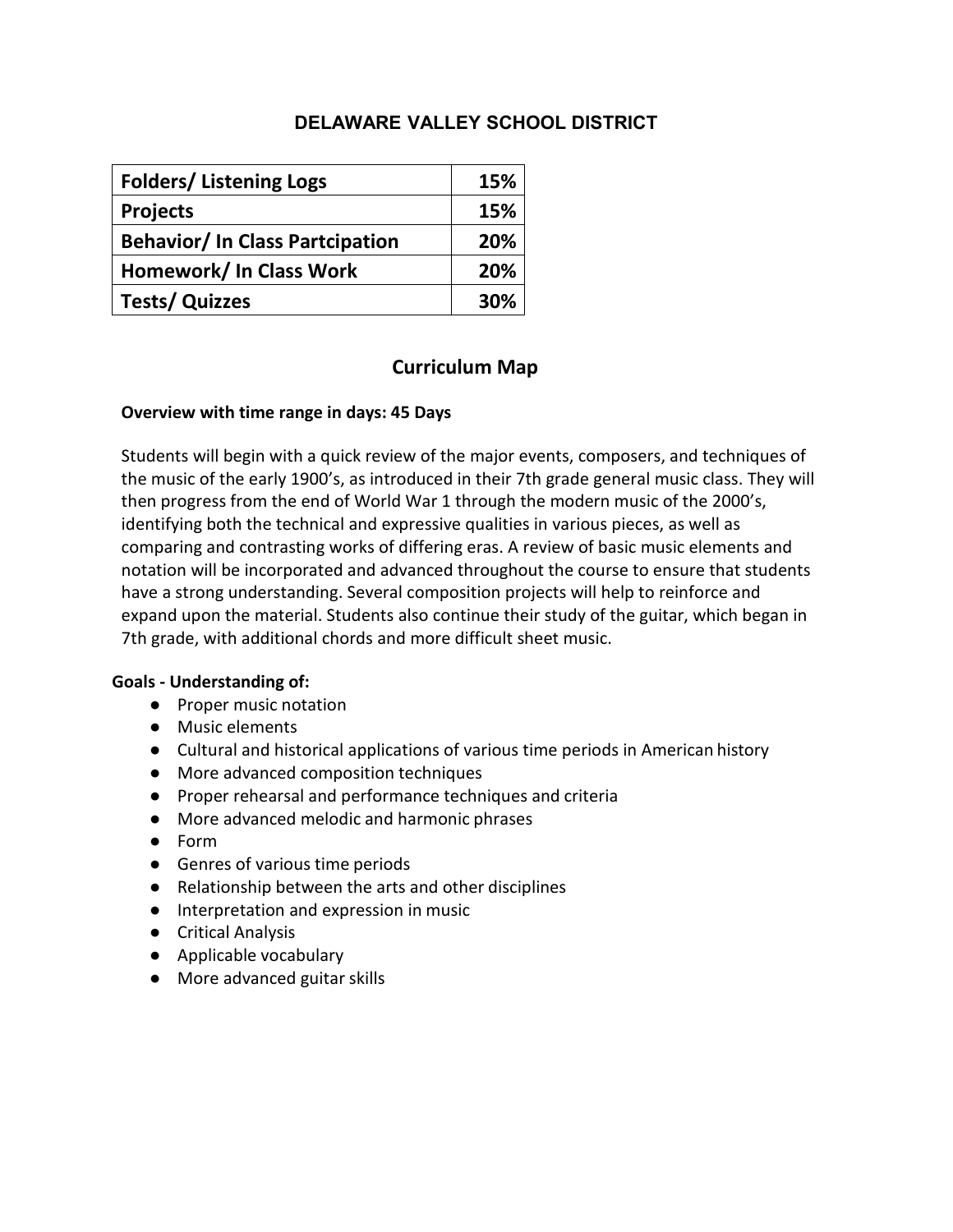# DELAWARE VALLEY SCHOOL DISTRICT

| Folders/ Listening Logs | 15% |
|---|---|
| Projects | 15% |
| Behavior/ In Class Partcipation | 20% |
| Homework/ In Class Work | 20% |
| Tests/ Quizzes | 30% |

## Curriculum Map

**Overview with time range in days: 45 Days**

Students will begin with a quick review of the major events, composers, and techniques of the music of the early 1900's, as introduced in their 7th grade general music class. They will then progress from the end of World War 1 through the modern music of the 2000's, identifying both the technical and expressive qualities in various pieces, as well as comparing and contrasting works of differing eras. A review of basic music elements and notation will be incorporated and advanced throughout the course to ensure that students have a strong understanding. Several composition projects will help to reinforce and expand upon the material. Students also continue their study of the guitar, which began in 7th grade, with additional chords and more difficult sheet music.

**Goals - Understanding of:**

- Proper music notation
- Music elements
- Cultural and historical applications of various time periods in American history
- More advanced composition techniques
- Proper rehearsal and performance techniques and criteria
- More advanced melodic and harmonic phrases
- Form
- Genres of various time periods
- Relationship between the arts and other disciplines
- Interpretation and expression in music
- Critical Analysis
- Applicable vocabulary
- More advanced guitar skills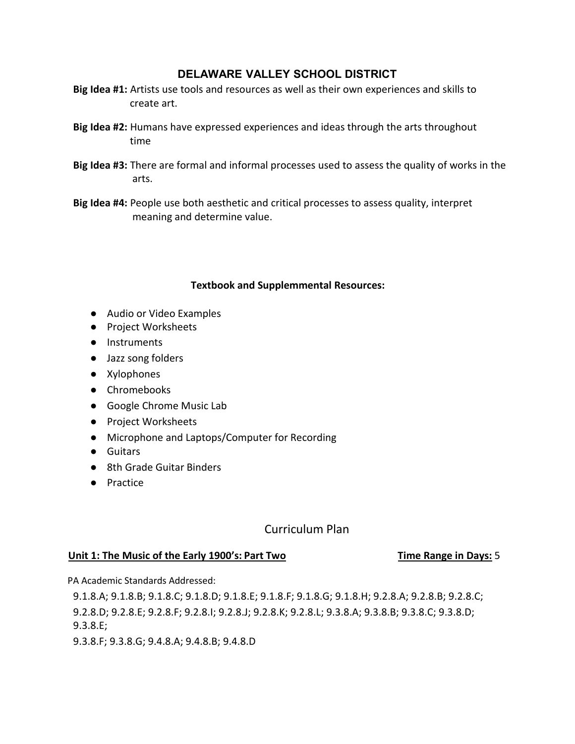## DELAWARE VALLEY SCHOOL DISTRICT

**Big Idea #1:** Artists use tools and resources as well as their own experiences and skills to create art.

**Big Idea #2:** Humans have expressed experiences and ideas through the arts throughout time

**Big Idea #3:** There are formal and informal processes used to assess the quality of works in the arts.

**Big Idea #4:** People use both aesthetic and critical processes to assess quality, interpret meaning and determine value.

**Textbook and Supplemmental Resources:**

- Audio or Video Examples
- Project Worksheets
- Instruments
- Jazz song folders
- Xylophones
- Chromebooks
- Google Chrome Music Lab
- Project Worksheets
- Microphone and Laptops/Computer for Recording
- Guitars
- 8th Grade Guitar Binders
- Practice

## Curriculum Plan

**Unit 1: The Music of the Early 1900's: Part Two** **Time Range in Days:** 5

PA Academic Standards Addressed:

9.1.8.A; 9.1.8.B; 9.1.8.C; 9.1.8.D; 9.1.8.E; 9.1.8.F; 9.1.8.G; 9.1.8.H; 9.2.8.A; 9.2.8.B; 9.2.8.C; 9.2.8.D; 9.2.8.E; 9.2.8.F; 9.2.8.I; 9.2.8.J; 9.2.8.K; 9.2.8.L; 9.3.8.A; 9.3.8.B; 9.3.8.C; 9.3.8.D; 9.3.8.E;
9.3.8.F; 9.3.8.G; 9.4.8.A; 9.4.8.B; 9.4.8.D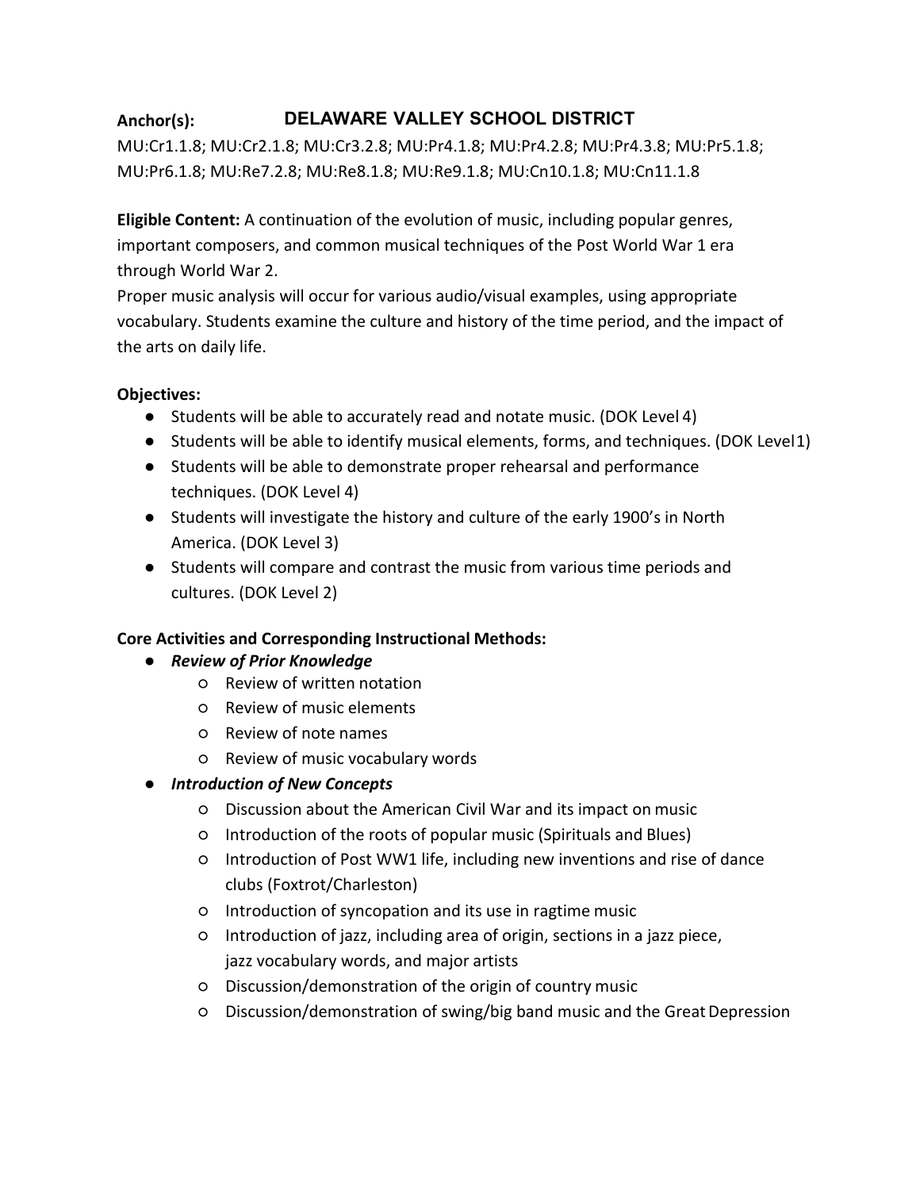**Anchor(s):** 

MU:Cr1.1.8; MU:Cr2.1.8; MU:Cr3.2.8; MU:Pr4.1.8; MU:Pr4.2.8; MU:Pr4.3.8; MU:Pr5.1.8; MU:Pr6.1.8; MU:Re7.2.8; MU:Re8.1.8; MU:Re9.1.8; MU:Cn10.1.8; MU:Cn11.1.8

**Eligible Content:** A continuation of the evolution of music, including popular genres, important composers, and common musical techniques of the Post World War 1 era through World War 2.
Proper music analysis will occur for various audio/visual examples, using appropriate vocabulary. Students examine the culture and history of the time period, and the impact of the arts on daily life.

**Objectives:**

- Students will be able to accurately read and notate music. (DOK Level 4)
- Students will be able to identify musical elements, forms, and techniques. (DOK Level 1)
- Students will be able to demonstrate proper rehearsal and performance techniques. (DOK Level 4)
- Students will investigate the history and culture of the early 1900's in North America. (DOK Level 3)
- Students will compare and contrast the music from various time periods and cultures. (DOK Level 2)

**Core Activities and Corresponding Instructional Methods:**

- ***Review of Prior Knowledge***
    - Review of written notation
    - Review of music elements
    - Review of note names
    - Review of music vocabulary words
- ***Introduction of New Concepts***
    - Discussion about the American Civil War and its impact on music
    - Introduction of the roots of popular music (Spirituals and Blues)
    - Introduction of Post WW1 life, including new inventions and rise of dance clubs (Foxtrot/Charleston)
    - Introduction of syncopation and its use in ragtime music
    - Introduction of jazz, including area of origin, sections in a jazz piece, jazz vocabulary words, and major artists
    - Discussion/demonstration of the origin of country music
    - Discussion/demonstration of swing/big band music and the Great Depression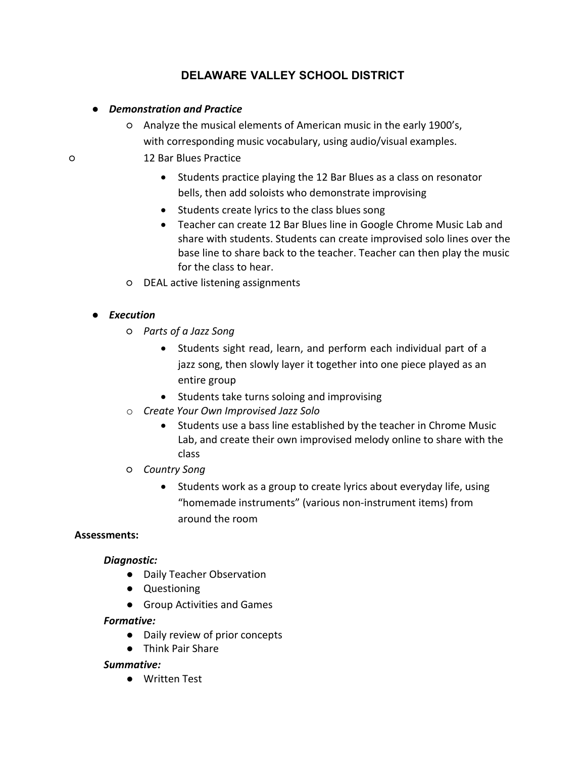# DELAWARE VALLEY SCHOOL DISTRICT

- ***Demonstration and Practice***
  - Analyze the musical elements of American music in the early 1900's, with corresponding music vocabulary, using audio/visual examples.
  - 12 Bar Blues Practice
    - Students practice playing the 12 Bar Blues as a class on resonator bells, then add soloists who demonstrate improvising
    - Students create lyrics to the class blues song
    - Teacher can create 12 Bar Blues line in Google Chrome Music Lab and share with students. Students can create improvised solo lines over the base line to share back to the teacher. Teacher can then play the music for the class to hear.
  - DEAL active listening assignments

- ***Execution***
  - *Parts of a Jazz Song*
    - Students sight read, learn, and perform each individual part of a jazz song, then slowly layer it together into one piece played as an entire group
    - Students take turns soloing and improvising
  - *Create Your Own Improvised Jazz Solo*
    - Students use a bass line established by the teacher in Chrome Music Lab, and create their own improvised melody online to share with the class
  - *Country Song*
    - Students work as a group to create lyrics about everyday life, using "homemade instruments" (various non-instrument items) from around the room

**Assessments:**

***Diagnostic:***
- Daily Teacher Observation
- Questioning
- Group Activities and Games

***Formative:***
- Daily review of prior concepts
- Think Pair Share

***Summative:***
- Written Test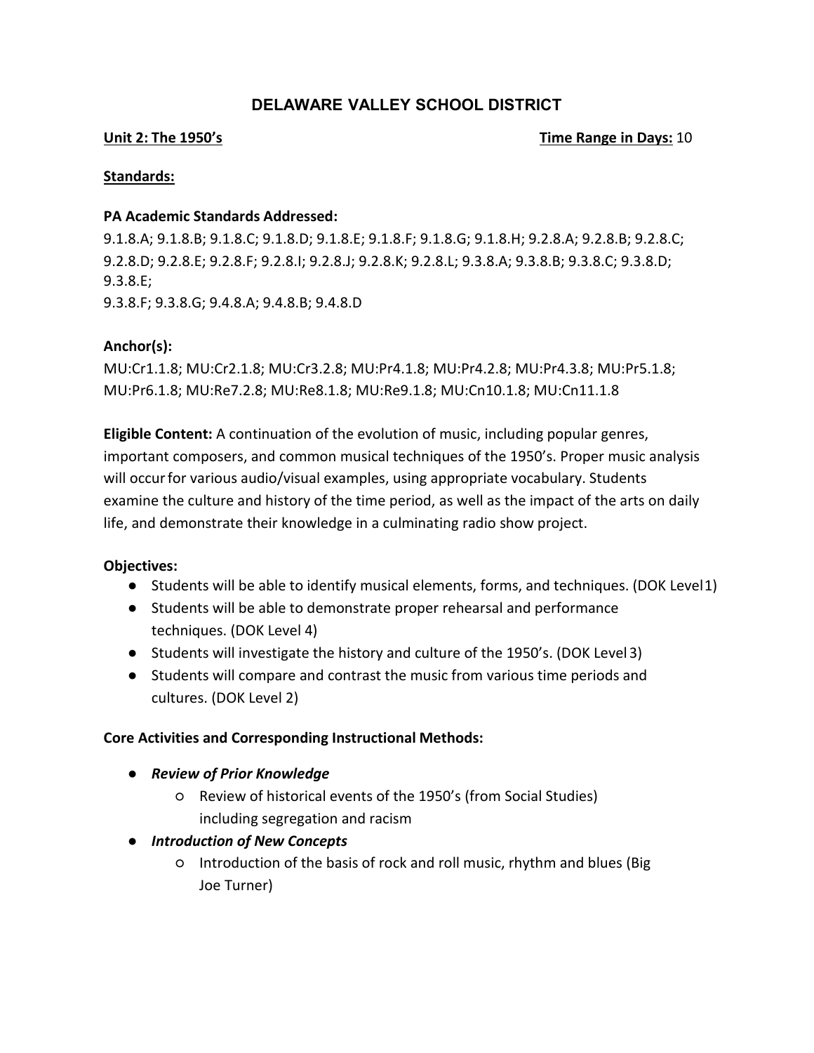# DELAWARE VALLEY SCHOOL DISTRICT

**Unit 2: The 1950's** **Time Range in Days:** 10

**Standards:**

**PA Academic Standards Addressed:**
9.1.8.A; 9.1.8.B; 9.1.8.C; 9.1.8.D; 9.1.8.E; 9.1.8.F; 9.1.8.G; 9.1.8.H; 9.2.8.A; 9.2.8.B; 9.2.8.C; 9.2.8.D; 9.2.8.E; 9.2.8.F; 9.2.8.I; 9.2.8.J; 9.2.8.K; 9.2.8.L; 9.3.8.A; 9.3.8.B; 9.3.8.C; 9.3.8.D; 9.3.8.E;
9.3.8.F; 9.3.8.G; 9.4.8.A; 9.4.8.B; 9.4.8.D

**Anchor(s):**
MU:Cr1.1.8; MU:Cr2.1.8; MU:Cr3.2.8; MU:Pr4.1.8; MU:Pr4.2.8; MU:Pr4.3.8; MU:Pr5.1.8; MU:Pr6.1.8; MU:Re7.2.8; MU:Re8.1.8; MU:Re9.1.8; MU:Cn10.1.8; MU:Cn11.1.8

**Eligible Content:** A continuation of the evolution of music, including popular genres, important composers, and common musical techniques of the 1950's. Proper music analysis will occur for various audio/visual examples, using appropriate vocabulary. Students examine the culture and history of the time period, as well as the impact of the arts on daily life, and demonstrate their knowledge in a culminating radio show project.

**Objectives:**

- Students will be able to identify musical elements, forms, and techniques. (DOK Level 1)
- Students will be able to demonstrate proper rehearsal and performance techniques. (DOK Level 4)
- Students will investigate the history and culture of the 1950's. (DOK Level 3)
- Students will compare and contrast the music from various time periods and cultures. (DOK Level 2)

**Core Activities and Corresponding Instructional Methods:**

- ***Review of Prior Knowledge***
  - Review of historical events of the 1950's (from Social Studies) including segregation and racism
- ***Introduction of New Concepts***
  - Introduction of the basis of rock and roll music, rhythm and blues (Big Joe Turner)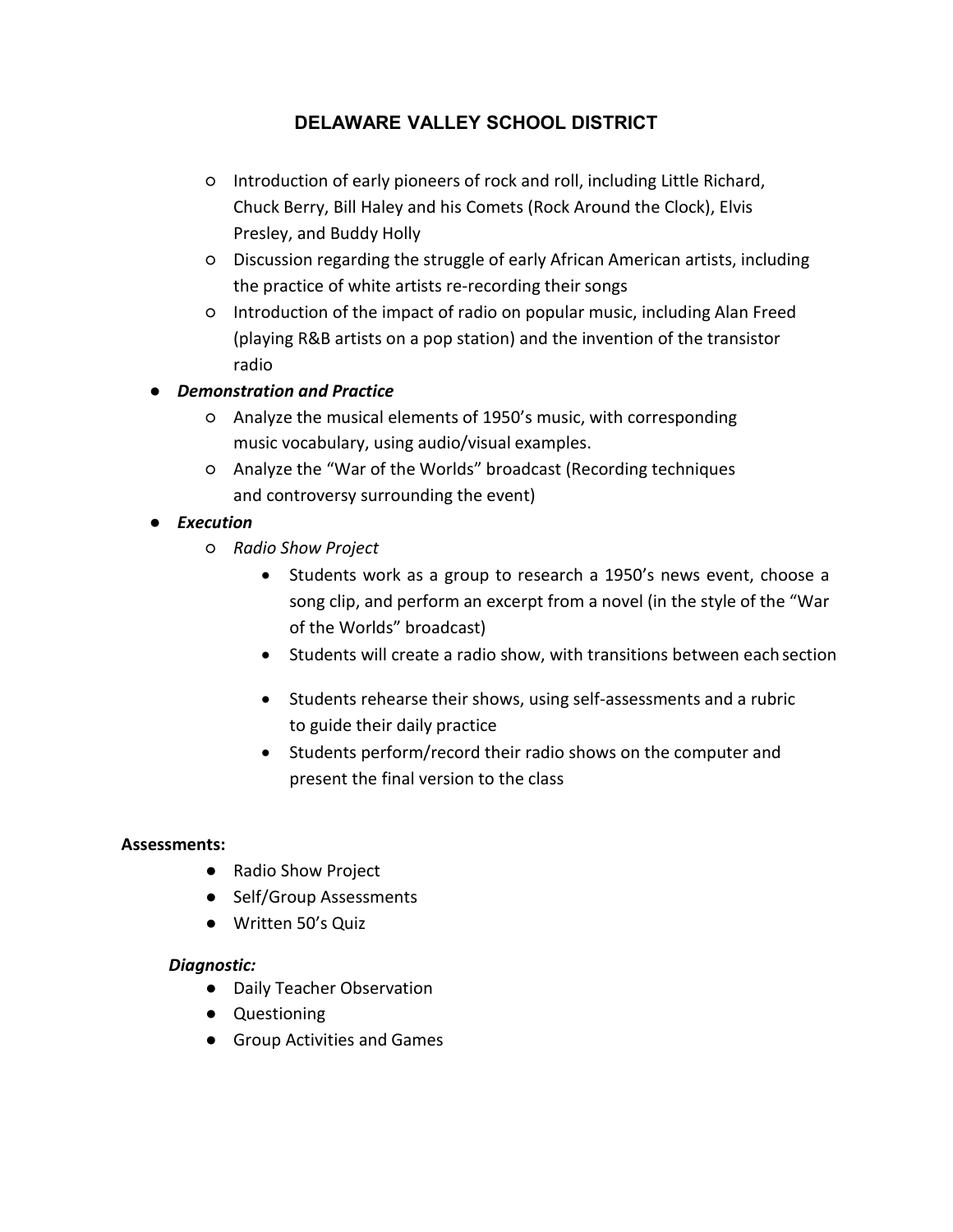- Introduction of early pioneers of rock and roll, including Little Richard, Chuck Berry, Bill Haley and his Comets (Rock Around the Clock), Elvis Presley, and Buddy Holly
  - Discussion regarding the struggle of early African American artists, including the practice of white artists re-recording their songs
  - Introduction of the impact of radio on popular music, including Alan Freed (playing R&B artists on a pop station) and the invention of the transistor radio
- ***Demonstration and Practice***
  - Analyze the musical elements of 1950's music, with corresponding music vocabulary, using audio/visual examples.
  - Analyze the "War of the Worlds" broadcast (Recording techniques and controversy surrounding the event)
- ***Execution***
  - *Radio Show Project*
    - Students work as a group to research a 1950's news event, choose a song clip, and perform an excerpt from a novel (in the style of the "War of the Worlds" broadcast)
    - Students will create a radio show, with transitions between each section
    - Students rehearse their shows, using self-assessments and a rubric to guide their daily practice
    - Students perform/record their radio shows on the computer and present the final version to the class

**Assessments:**

- Radio Show Project
- Self/Group Assessments
- Written 50's Quiz

***Diagnostic:***

- Daily Teacher Observation
- Questioning
- Group Activities and Games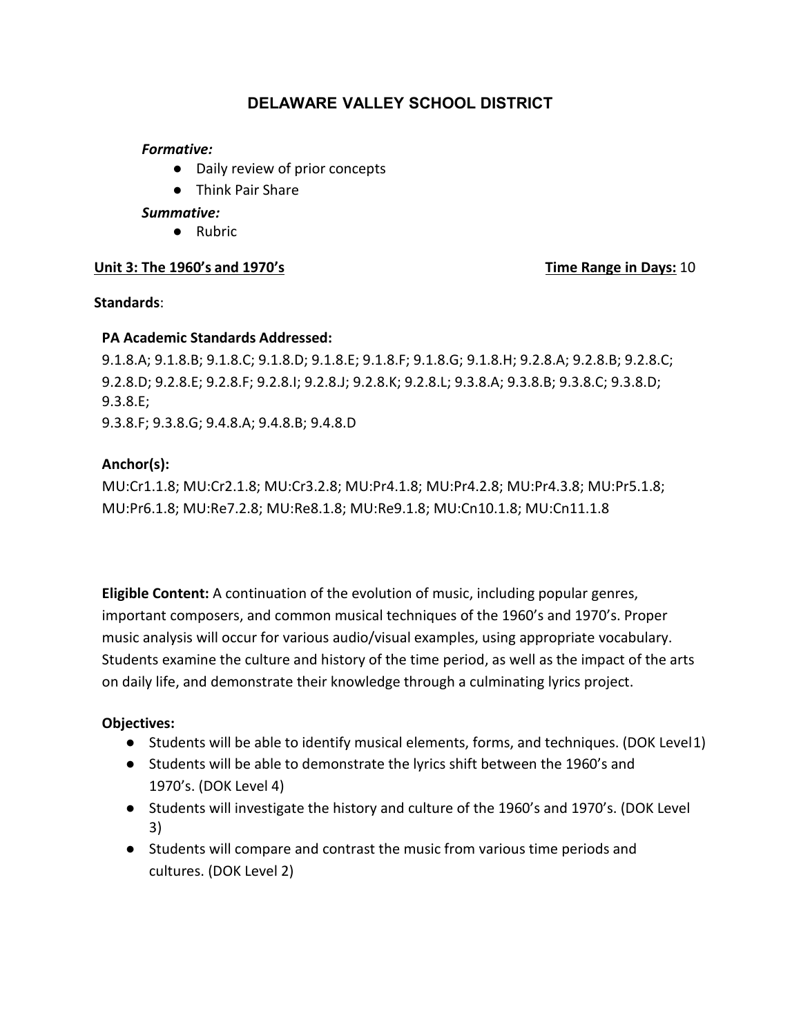*Formative:*

- Daily review of prior concepts
- Think Pair Share

*Summative:*

- Rubric

**Unit 3: The 1960's and 1970's** **Time Range in Days:** 10

**Standards**:

**PA Academic Standards Addressed:**

9.1.8.A; 9.1.8.B; 9.1.8.C; 9.1.8.D; 9.1.8.E; 9.1.8.F; 9.1.8.G; 9.1.8.H; 9.2.8.A; 9.2.8.B; 9.2.8.C; 9.2.8.D; 9.2.8.E; 9.2.8.F; 9.2.8.I; 9.2.8.J; 9.2.8.K; 9.2.8.L; 9.3.8.A; 9.3.8.B; 9.3.8.C; 9.3.8.D; 9.3.8.E;
9.3.8.F; 9.3.8.G; 9.4.8.A; 9.4.8.B; 9.4.8.D

**Anchor(s):**

MU:Cr1.1.8; MU:Cr2.1.8; MU:Cr3.2.8; MU:Pr4.1.8; MU:Pr4.2.8; MU:Pr4.3.8; MU:Pr5.1.8; MU:Pr6.1.8; MU:Re7.2.8; MU:Re8.1.8; MU:Re9.1.8; MU:Cn10.1.8; MU:Cn11.1.8

**Eligible Content:** A continuation of the evolution of music, including popular genres, important composers, and common musical techniques of the 1960's and 1970's. Proper music analysis will occur for various audio/visual examples, using appropriate vocabulary. Students examine the culture and history of the time period, as well as the impact of the arts on daily life, and demonstrate their knowledge through a culminating lyrics project.

**Objectives:**

- Students will be able to identify musical elements, forms, and techniques. (DOK Level1)
- Students will be able to demonstrate the lyrics shift between the 1960's and 1970's. (DOK Level 4)
- Students will investigate the history and culture of the 1960's and 1970's. (DOK Level 3)
- Students will compare and contrast the music from various time periods and cultures. (DOK Level 2)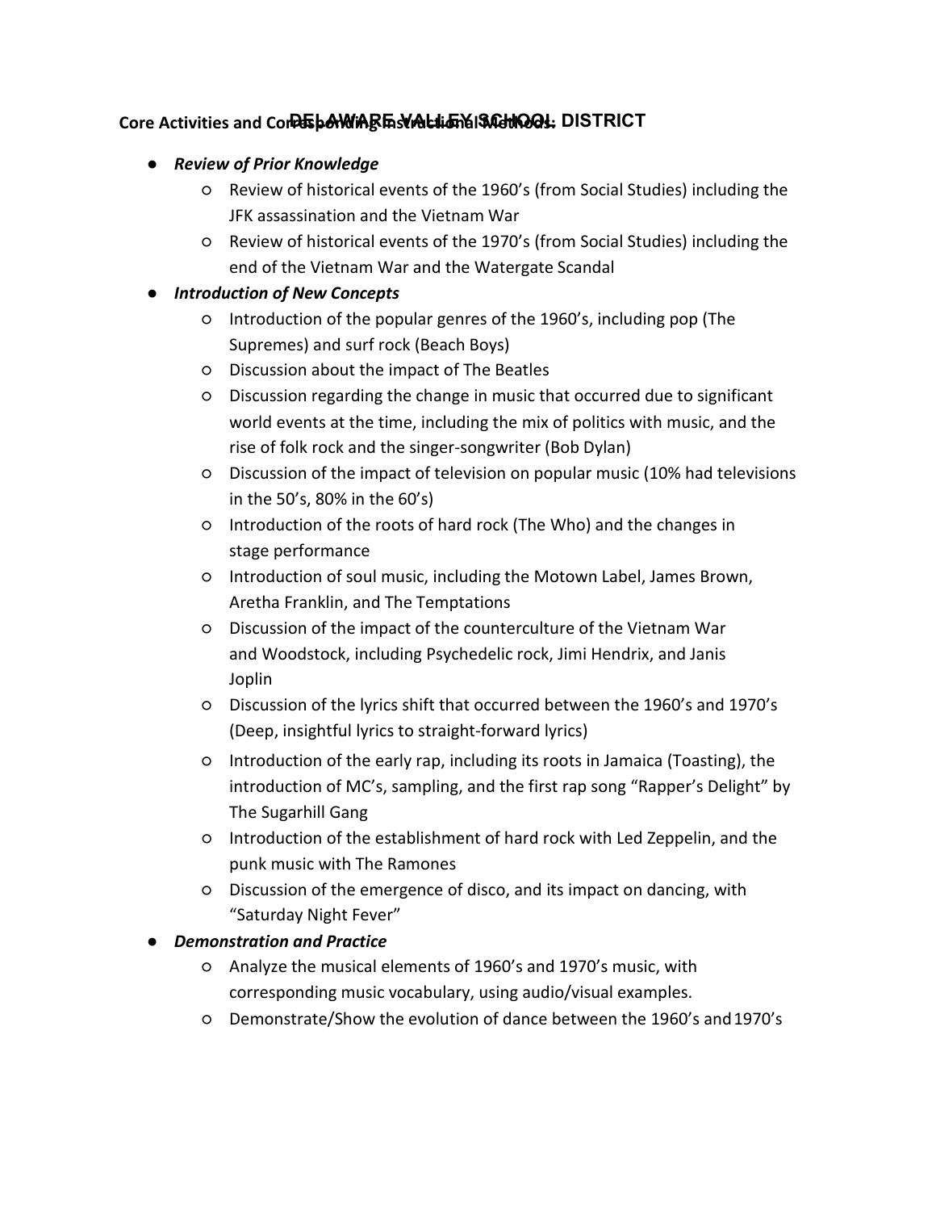**Core Activities and Corresponding Instructional Methods:**

- ***Review of Prior Knowledge***
  - Review of historical events of the 1960's (from Social Studies) including the JFK assassination and the Vietnam War
  - Review of historical events of the 1970's (from Social Studies) including the end of the Vietnam War and the Watergate Scandal
- ***Introduction of New Concepts***
  - Introduction of the popular genres of the 1960's, including pop (The Supremes) and surf rock (Beach Boys)
  - Discussion about the impact of The Beatles
  - Discussion regarding the change in music that occurred due to significant world events at the time, including the mix of politics with music, and the rise of folk rock and the singer-songwriter (Bob Dylan)
  - Discussion of the impact of television on popular music (10% had televisions in the 50's, 80% in the 60's)
  - Introduction of the roots of hard rock (The Who) and the changes in stage performance
  - Introduction of soul music, including the Motown Label, James Brown, Aretha Franklin, and The Temptations
  - Discussion of the impact of the counterculture of the Vietnam War and Woodstock, including Psychedelic rock, Jimi Hendrix, and Janis Joplin
  - Discussion of the lyrics shift that occurred between the 1960's and 1970's (Deep, insightful lyrics to straight-forward lyrics)
  - Introduction of the early rap, including its roots in Jamaica (Toasting), the introduction of MC's, sampling, and the first rap song "Rapper's Delight" by The Sugarhill Gang
  - Introduction of the establishment of hard rock with Led Zeppelin, and the punk music with The Ramones
  - Discussion of the emergence of disco, and its impact on dancing, with "Saturday Night Fever"
- ***Demonstration and Practice***
  - Analyze the musical elements of 1960's and 1970's music, with corresponding music vocabulary, using audio/visual examples.
  - Demonstrate/Show the evolution of dance between the 1960's and 1970's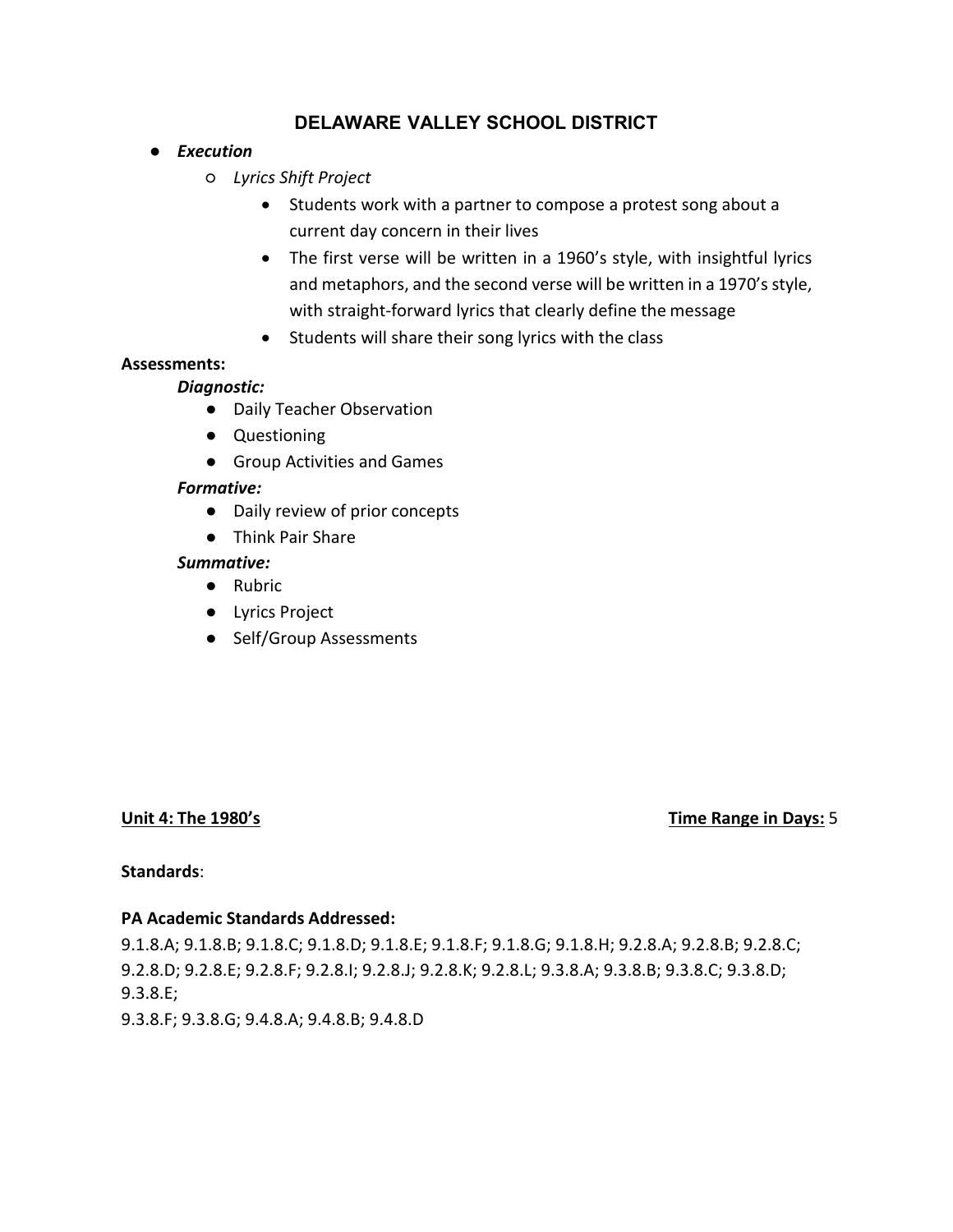- ***Execution***
  - *Lyrics Shift Project*
    - Students work with a partner to compose a protest song about a current day concern in their lives
    - The first verse will be written in a 1960's style, with insightful lyrics and metaphors, and the second verse will be written in a 1970's style, with straight-forward lyrics that clearly define the message
    - Students will share their song lyrics with the class

**Assessments:**

***Diagnostic:***

- Daily Teacher Observation
- Questioning
- Group Activities and Games

***Formative:***

- Daily review of prior concepts
- Think Pair Share

***Summative:***

- Rubric
- Lyrics Project
- Self/Group Assessments

**Unit 4: The 1980's** **Time Range in Days:** 5

**Standards**:

**PA Academic Standards Addressed:**

9.1.8.A; 9.1.8.B; 9.1.8.C; 9.1.8.D; 9.1.8.E; 9.1.8.F; 9.1.8.G; 9.1.8.H; 9.2.8.A; 9.2.8.B; 9.2.8.C; 9.2.8.D; 9.2.8.E; 9.2.8.F; 9.2.8.I; 9.2.8.J; 9.2.8.K; 9.2.8.L; 9.3.8.A; 9.3.8.B; 9.3.8.C; 9.3.8.D; 9.3.8.E;
9.3.8.F; 9.3.8.G; 9.4.8.A; 9.4.8.B; 9.4.8.D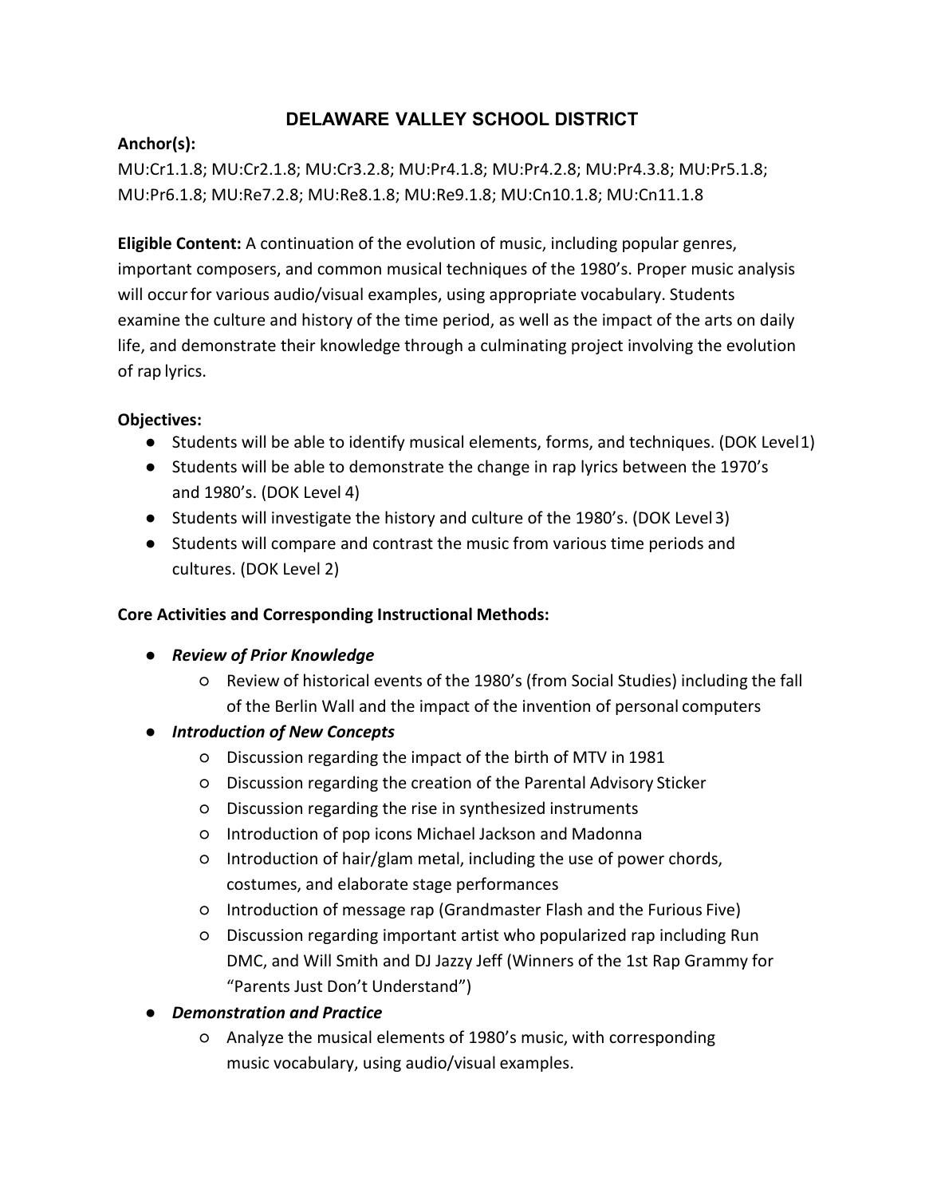# DELAWARE VALLEY SCHOOL DISTRICT

**Anchor(s):**

MU:Cr1.1.8; MU:Cr2.1.8; MU:Cr3.2.8; MU:Pr4.1.8; MU:Pr4.2.8; MU:Pr4.3.8; MU:Pr5.1.8; MU:Pr6.1.8; MU:Re7.2.8; MU:Re8.1.8; MU:Re9.1.8; MU:Cn10.1.8; MU:Cn11.1.8

**Eligible Content:** A continuation of the evolution of music, including popular genres, important composers, and common musical techniques of the 1980's. Proper music analysis will occur for various audio/visual examples, using appropriate vocabulary. Students examine the culture and history of the time period, as well as the impact of the arts on daily life, and demonstrate their knowledge through a culminating project involving the evolution of rap lyrics.

**Objectives:**

- Students will be able to identify musical elements, forms, and techniques. (DOK Level 1)
- Students will be able to demonstrate the change in rap lyrics between the 1970's and 1980's. (DOK Level 4)
- Students will investigate the history and culture of the 1980's. (DOK Level 3)
- Students will compare and contrast the music from various time periods and cultures. (DOK Level 2)

**Core Activities and Corresponding Instructional Methods:**

- ***Review of Prior Knowledge***
  - Review of historical events of the 1980's (from Social Studies) including the fall of the Berlin Wall and the impact of the invention of personal computers
- ***Introduction of New Concepts***
  - Discussion regarding the impact of the birth of MTV in 1981
  - Discussion regarding the creation of the Parental Advisory Sticker
  - Discussion regarding the rise in synthesized instruments
  - Introduction of pop icons Michael Jackson and Madonna
  - Introduction of hair/glam metal, including the use of power chords, costumes, and elaborate stage performances
  - Introduction of message rap (Grandmaster Flash and the Furious Five)
  - Discussion regarding important artist who popularized rap including Run DMC, and Will Smith and DJ Jazzy Jeff (Winners of the 1st Rap Grammy for "Parents Just Don't Understand")
- ***Demonstration and Practice***
  - Analyze the musical elements of 1980's music, with corresponding music vocabulary, using audio/visual examples.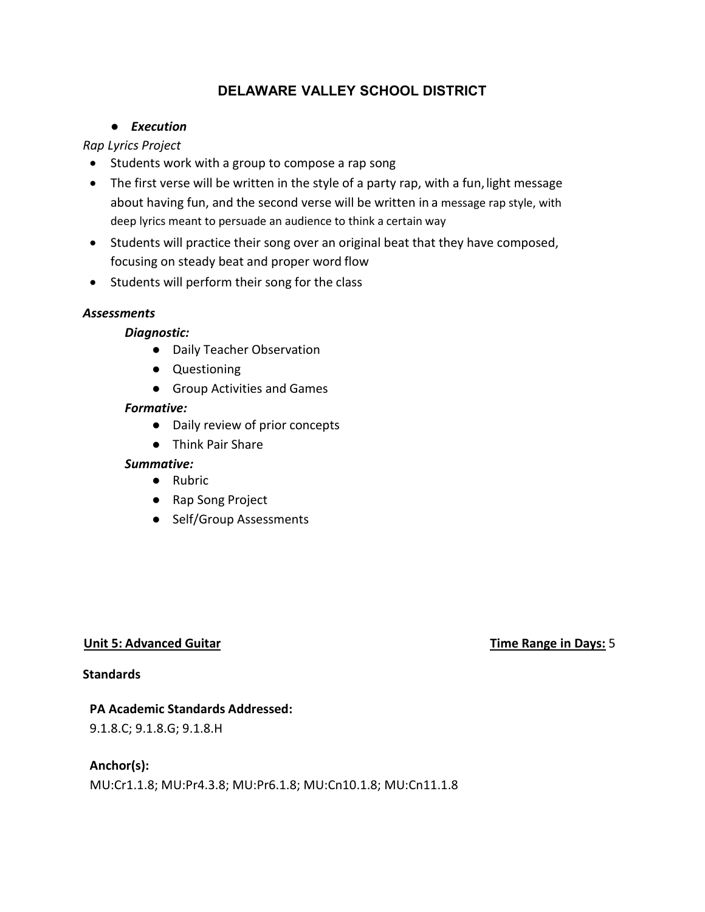- ***Execution***

*Rap Lyrics Project*

- Students work with a group to compose a rap song
- The first verse will be written in the style of a party rap, with a fun, light message about having fun, and the second verse will be written in a message rap style, with deep lyrics meant to persuade an audience to think a certain way
- Students will practice their song over an original beat that they have composed, focusing on steady beat and proper word flow
- Students will perform their song for the class

***Assessments***

***Diagnostic:***

- Daily Teacher Observation
- Questioning
- Group Activities and Games

***Formative:***

- Daily review of prior concepts
- Think Pair Share

***Summative:***

- Rubric
- Rap Song Project
- Self/Group Assessments

**Unit 5: Advanced Guitar** **Time Range in Days:** 5

**Standards**

**PA Academic Standards Addressed:**
9.1.8.C; 9.1.8.G; 9.1.8.H

**Anchor(s):**
MU:Cr1.1.8; MU:Pr4.3.8; MU:Pr6.1.8; MU:Cn10.1.8; MU:Cn11.1.8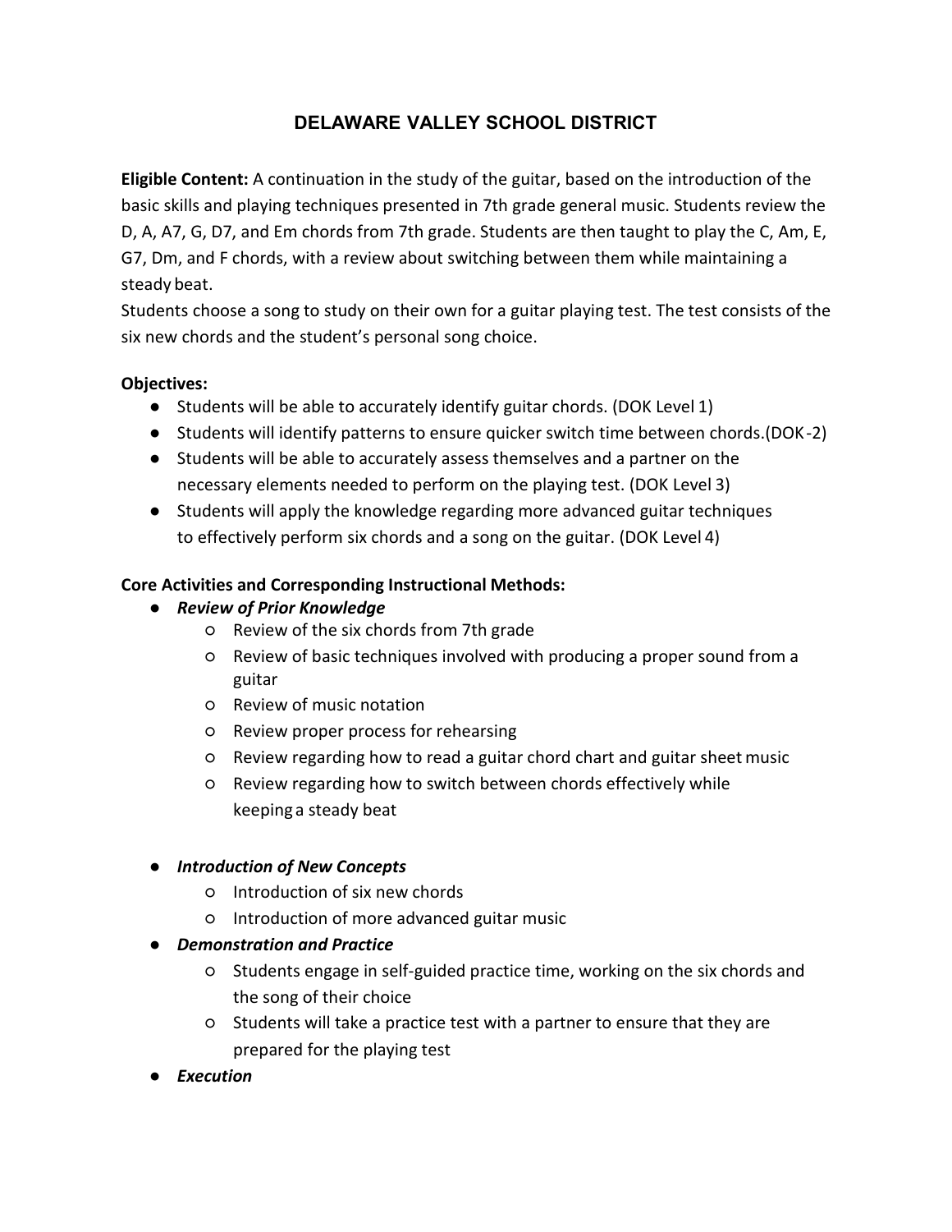# DELAWARE VALLEY SCHOOL DISTRICT

**Eligible Content:** A continuation in the study of the guitar, based on the introduction of the basic skills and playing techniques presented in 7th grade general music. Students review the D, A, A7, G, D7, and Em chords from 7th grade. Students are then taught to play the C, Am, E, G7, Dm, and F chords, with a review about switching between them while maintaining a steady beat.

Students choose a song to study on their own for a guitar playing test. The test consists of the six new chords and the student's personal song choice.

**Objectives:**

- Students will be able to accurately identify guitar chords. (DOK Level 1)
- Students will identify patterns to ensure quicker switch time between chords.(DOK-2)
- Students will be able to accurately assess themselves and a partner on the necessary elements needed to perform on the playing test. (DOK Level 3)
- Students will apply the knowledge regarding more advanced guitar techniques to effectively perform six chords and a song on the guitar. (DOK Level 4)

**Core Activities and Corresponding Instructional Methods:**

- ***Review of Prior Knowledge***
    - Review of the six chords from 7th grade
    - Review of basic techniques involved with producing a proper sound from a guitar
    - Review of music notation
    - Review proper process for rehearsing
    - Review regarding how to read a guitar chord chart and guitar sheet music
    - Review regarding how to switch between chords effectively while keeping a steady beat

- ***Introduction of New Concepts***
    - Introduction of six new chords
    - Introduction of more advanced guitar music
- ***Demonstration and Practice***
    - Students engage in self-guided practice time, working on the six chords and the song of their choice
    - Students will take a practice test with a partner to ensure that they are prepared for the playing test
- ***Execution***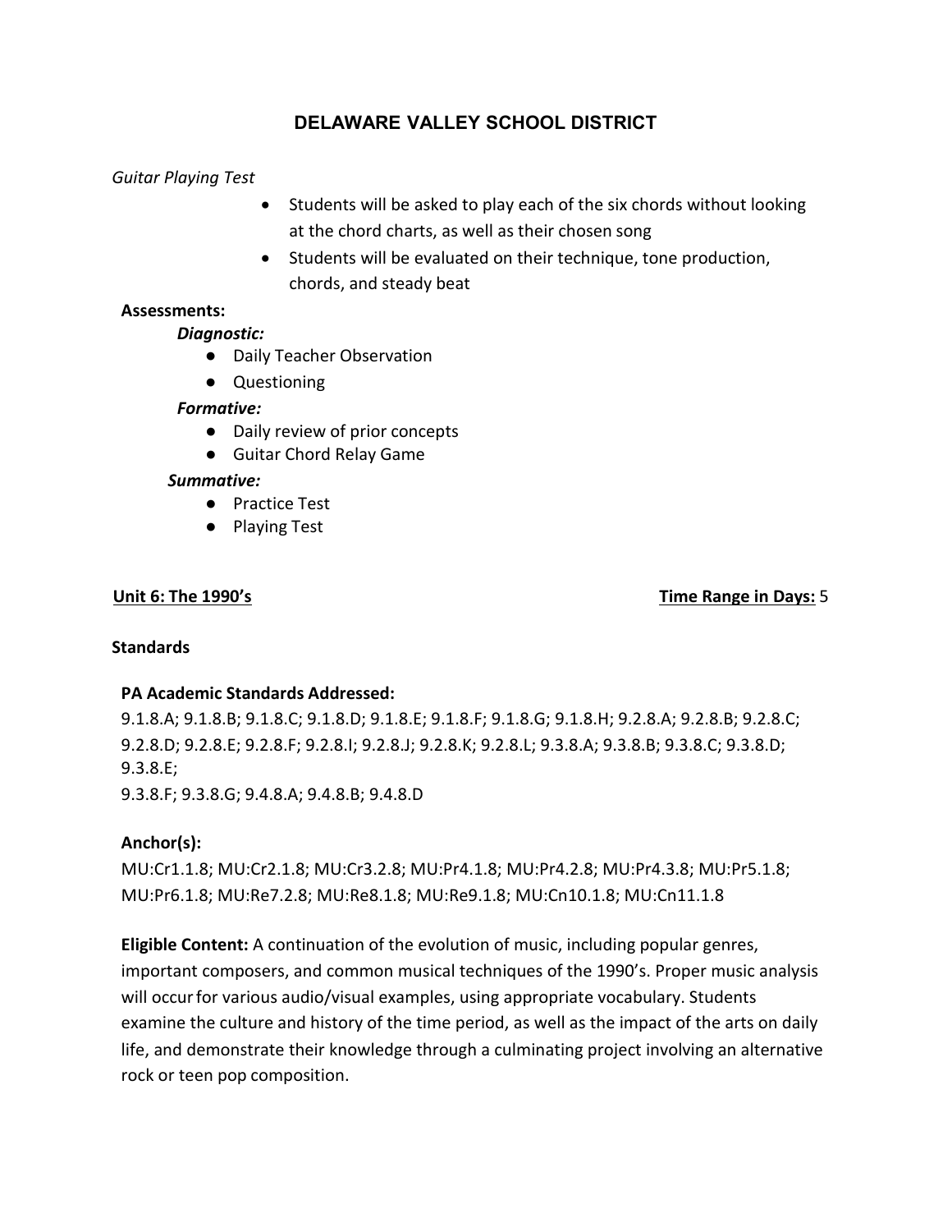# DELAWARE VALLEY SCHOOL DISTRICT

*Guitar Playing Test*

- Students will be asked to play each of the six chords without looking at the chord charts, as well as their chosen song
- Students will be evaluated on their technique, tone production, chords, and steady beat

**Assessments:**

***Diagnostic:***

- Daily Teacher Observation
- Questioning

***Formative:***

- Daily review of prior concepts
- Guitar Chord Relay Game

***Summative:***

- Practice Test
- Playing Test

**Unit 6: The 1990's** **Time Range in Days:** 5

**Standards**

**PA Academic Standards Addressed:**

9.1.8.A; 9.1.8.B; 9.1.8.C; 9.1.8.D; 9.1.8.E; 9.1.8.F; 9.1.8.G; 9.1.8.H; 9.2.8.A; 9.2.8.B; 9.2.8.C; 9.2.8.D; 9.2.8.E; 9.2.8.F; 9.2.8.I; 9.2.8.J; 9.2.8.K; 9.2.8.L; 9.3.8.A; 9.3.8.B; 9.3.8.C; 9.3.8.D; 9.3.8.E;
9.3.8.F; 9.3.8.G; 9.4.8.A; 9.4.8.B; 9.4.8.D

**Anchor(s):**

MU:Cr1.1.8; MU:Cr2.1.8; MU:Cr3.2.8; MU:Pr4.1.8; MU:Pr4.2.8; MU:Pr4.3.8; MU:Pr5.1.8; MU:Pr6.1.8; MU:Re7.2.8; MU:Re8.1.8; MU:Re9.1.8; MU:Cn10.1.8; MU:Cn11.1.8

**Eligible Content:** A continuation of the evolution of music, including popular genres, important composers, and common musical techniques of the 1990's. Proper music analysis will occur for various audio/visual examples, using appropriate vocabulary. Students examine the culture and history of the time period, as well as the impact of the arts on daily life, and demonstrate their knowledge through a culminating project involving an alternative rock or teen pop composition.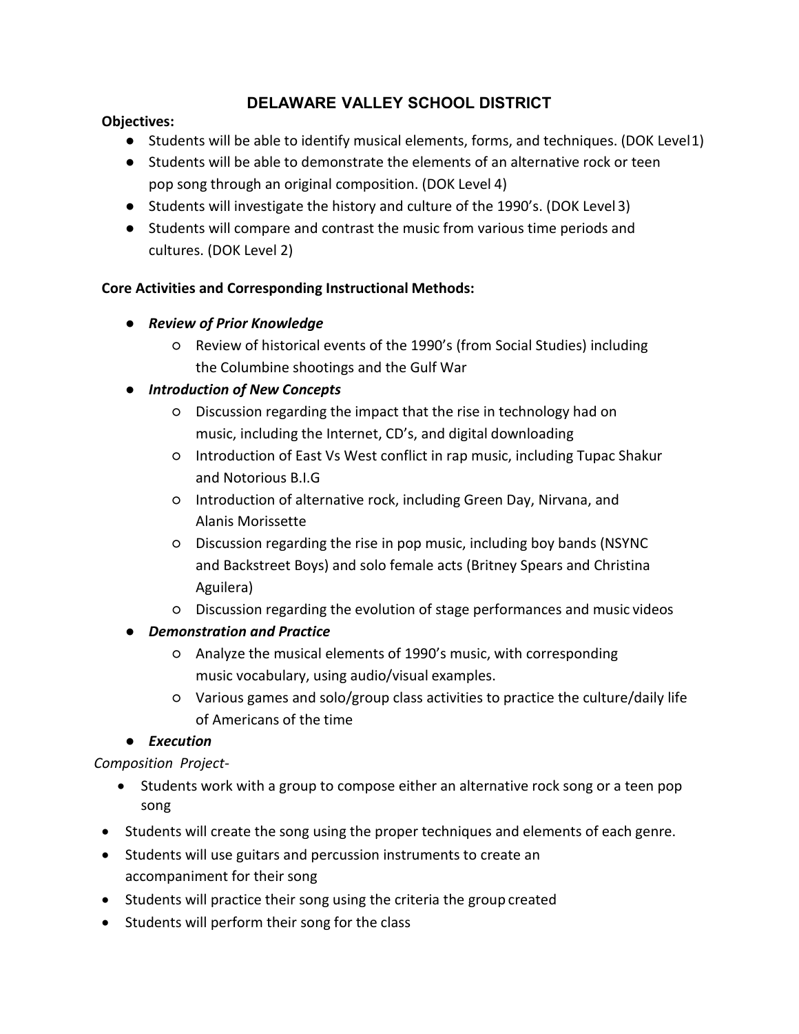# DELAWARE VALLEY SCHOOL DISTRICT

**Objectives:**

- Students will be able to identify musical elements, forms, and techniques. (DOK Level 1)
- Students will be able to demonstrate the elements of an alternative rock or teen pop song through an original composition. (DOK Level 4)
- Students will investigate the history and culture of the 1990's. (DOK Level 3)
- Students will compare and contrast the music from various time periods and cultures. (DOK Level 2)

**Core Activities and Corresponding Instructional Methods:**

- ***Review of Prior Knowledge***
  - Review of historical events of the 1990's (from Social Studies) including the Columbine shootings and the Gulf War
- ***Introduction of New Concepts***
  - Discussion regarding the impact that the rise in technology had on music, including the Internet, CD's, and digital downloading
  - Introduction of East Vs West conflict in rap music, including Tupac Shakur and Notorious B.I.G
  - Introduction of alternative rock, including Green Day, Nirvana, and Alanis Morissette
  - Discussion regarding the rise in pop music, including boy bands (NSYNC and Backstreet Boys) and solo female acts (Britney Spears and Christina Aguilera)
  - Discussion regarding the evolution of stage performances and music videos
- ***Demonstration and Practice***
  - Analyze the musical elements of 1990's music, with corresponding music vocabulary, using audio/visual examples.
  - Various games and solo/group class activities to practice the culture/daily life of Americans of the time
- ***Execution***

*Composition Project-*

- Students work with a group to compose either an alternative rock song or a teen pop song
- Students will create the song using the proper techniques and elements of each genre.
- Students will use guitars and percussion instruments to create an accompaniment for their song
- Students will practice their song using the criteria the group created
- Students will perform their song for the class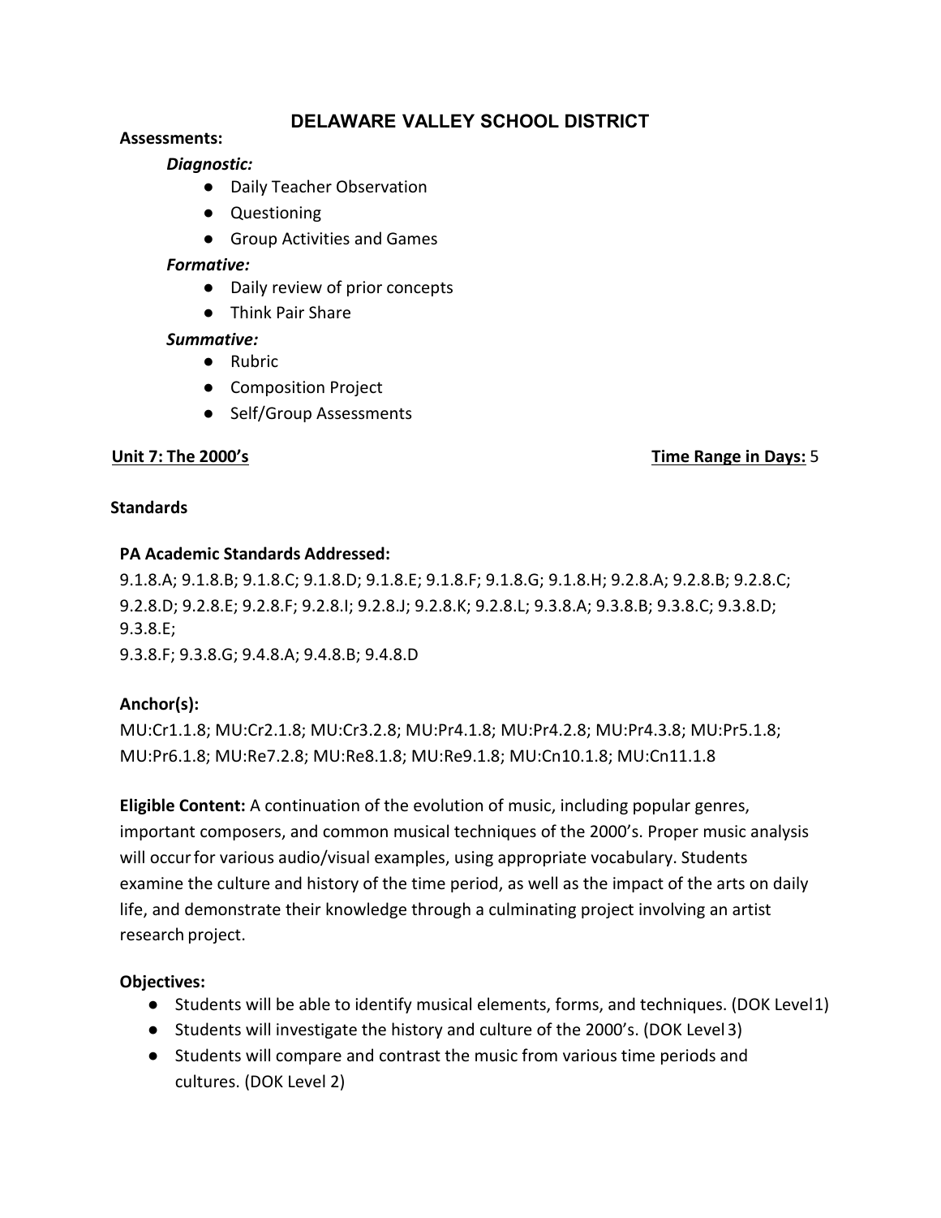# DELAWARE VALLEY SCHOOL DISTRICT

**Assessments:**

***Diagnostic:***

- Daily Teacher Observation
- Questioning
- Group Activities and Games

***Formative:***

- Daily review of prior concepts
- Think Pair Share

***Summative:***

- Rubric
- Composition Project
- Self/Group Assessments

**Unit 7: The 2000's** **Time Range in Days:** 5

**Standards**

**PA Academic Standards Addressed:**

9.1.8.A; 9.1.8.B; 9.1.8.C; 9.1.8.D; 9.1.8.E; 9.1.8.F; 9.1.8.G; 9.1.8.H; 9.2.8.A; 9.2.8.B; 9.2.8.C; 9.2.8.D; 9.2.8.E; 9.2.8.F; 9.2.8.I; 9.2.8.J; 9.2.8.K; 9.2.8.L; 9.3.8.A; 9.3.8.B; 9.3.8.C; 9.3.8.D; 9.3.8.E;
9.3.8.F; 9.3.8.G; 9.4.8.A; 9.4.8.B; 9.4.8.D

**Anchor(s):**

MU:Cr1.1.8; MU:Cr2.1.8; MU:Cr3.2.8; MU:Pr4.1.8; MU:Pr4.2.8; MU:Pr4.3.8; MU:Pr5.1.8; MU:Pr6.1.8; MU:Re7.2.8; MU:Re8.1.8; MU:Re9.1.8; MU:Cn10.1.8; MU:Cn11.1.8

**Eligible Content:** A continuation of the evolution of music, including popular genres, important composers, and common musical techniques of the 2000's. Proper music analysis will occur for various audio/visual examples, using appropriate vocabulary. Students examine the culture and history of the time period, as well as the impact of the arts on daily life, and demonstrate their knowledge through a culminating project involving an artist research project.

**Objectives:**

- Students will be able to identify musical elements, forms, and techniques. (DOK Level 1)
- Students will investigate the history and culture of the 2000's. (DOK Level 3)
- Students will compare and contrast the music from various time periods and cultures. (DOK Level 2)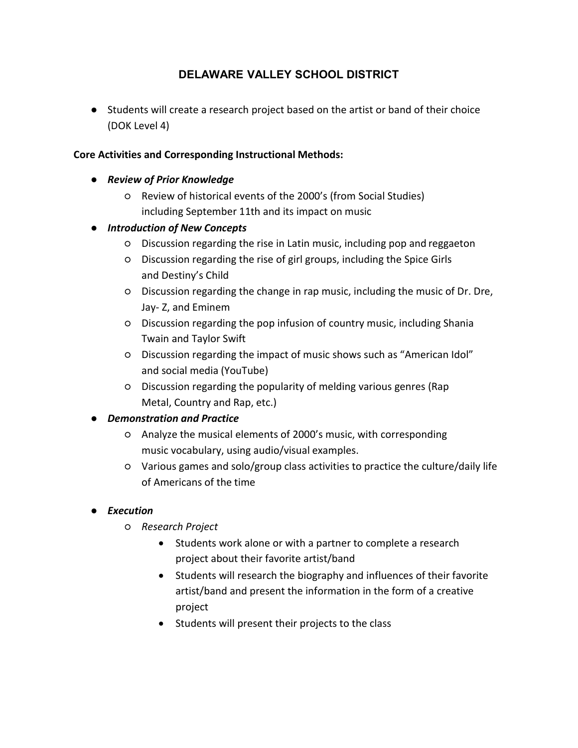# DELAWARE VALLEY SCHOOL DISTRICT

- Students will create a research project based on the artist or band of their choice (DOK Level 4)

**Core Activities and Corresponding Instructional Methods:**

- ***Review of Prior Knowledge***
  - Review of historical events of the 2000's (from Social Studies) including September 11th and its impact on music
- ***Introduction of New Concepts***
  - Discussion regarding the rise in Latin music, including pop and reggaeton
  - Discussion regarding the rise of girl groups, including the Spice Girls and Destiny's Child
  - Discussion regarding the change in rap music, including the music of Dr. Dre, Jay- Z, and Eminem
  - Discussion regarding the pop infusion of country music, including Shania Twain and Taylor Swift
  - Discussion regarding the impact of music shows such as "American Idol" and social media (YouTube)
  - Discussion regarding the popularity of melding various genres (Rap Metal, Country and Rap, etc.)
- ***Demonstration and Practice***
  - Analyze the musical elements of 2000's music, with corresponding music vocabulary, using audio/visual examples.
  - Various games and solo/group class activities to practice the culture/daily life of Americans of the time
- ***Execution***
  - *Research Project*
    - Students work alone or with a partner to complete a research project about their favorite artist/band
    - Students will research the biography and influences of their favorite artist/band and present the information in the form of a creative project
    - Students will present their projects to the class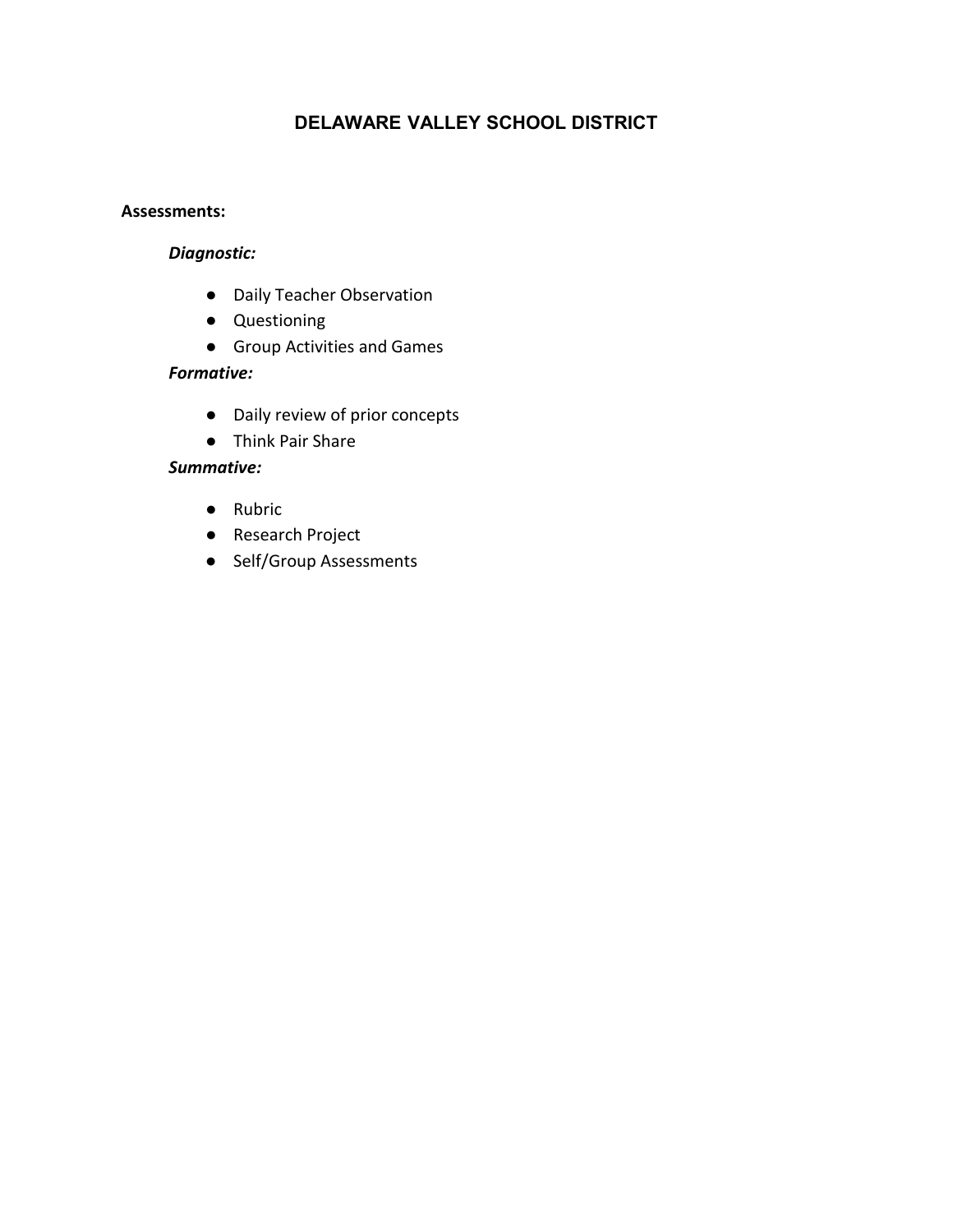## DELAWARE VALLEY SCHOOL DISTRICT

**Assessments:**

***Diagnostic:***

- Daily Teacher Observation
- Questioning
- Group Activities and Games

***Formative:***

- Daily review of prior concepts
- Think Pair Share

***Summative:***

- Rubric
- Research Project
- Self/Group Assessments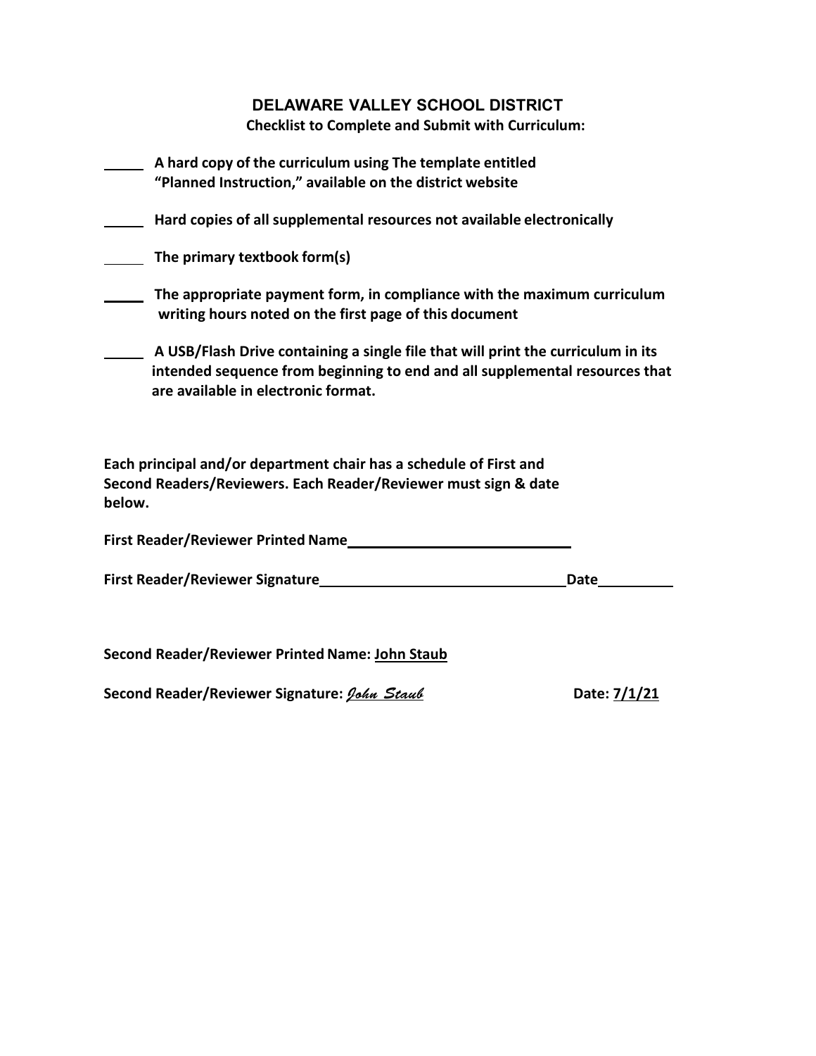# DELAWARE VALLEY SCHOOL DISTRICT

**Checklist to Complete and Submit with Curriculum:**

_____ **A hard copy of the curriculum using The template entitled "Planned Instruction," available on the district website**

_____ **Hard copies of all supplemental resources not available electronically**

_____ **The primary textbook form(s)**

_____ **The appropriate payment form, in compliance with the maximum curriculum writing hours noted on the first page of this document**

_____ **A USB/Flash Drive containing a single file that will print the curriculum in its intended sequence from beginning to end and all supplemental resources that are available in electronic format.**

**Each principal and/or department chair has a schedule of First and Second Readers/Reviewers. Each Reader/Reviewer must sign & date below.**

**First Reader/Reviewer Printed Name**_____________________________

**First Reader/Reviewer Signature**_______________________________ **Date**__________

**Second Reader/Reviewer Printed Name: John Staub**

**Second Reader/Reviewer Signature:** *John Staub* **Date: 7/1/21**